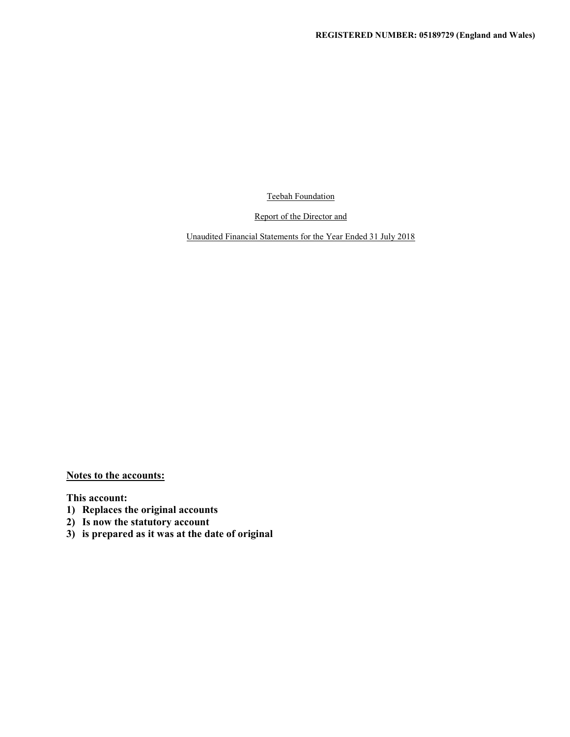**REGISTERED NUMBER: 05189729 (England and Wales)**

Teebah Foundation

Report of the Director and

Unaudited Financial Statements for the Year Ended 31 July 2018

**Notes to the accounts:**

**This account:**

1) **Replaces the original accounts**
2) **Is now the statutory account**
3) **is prepared as it was at the date of original**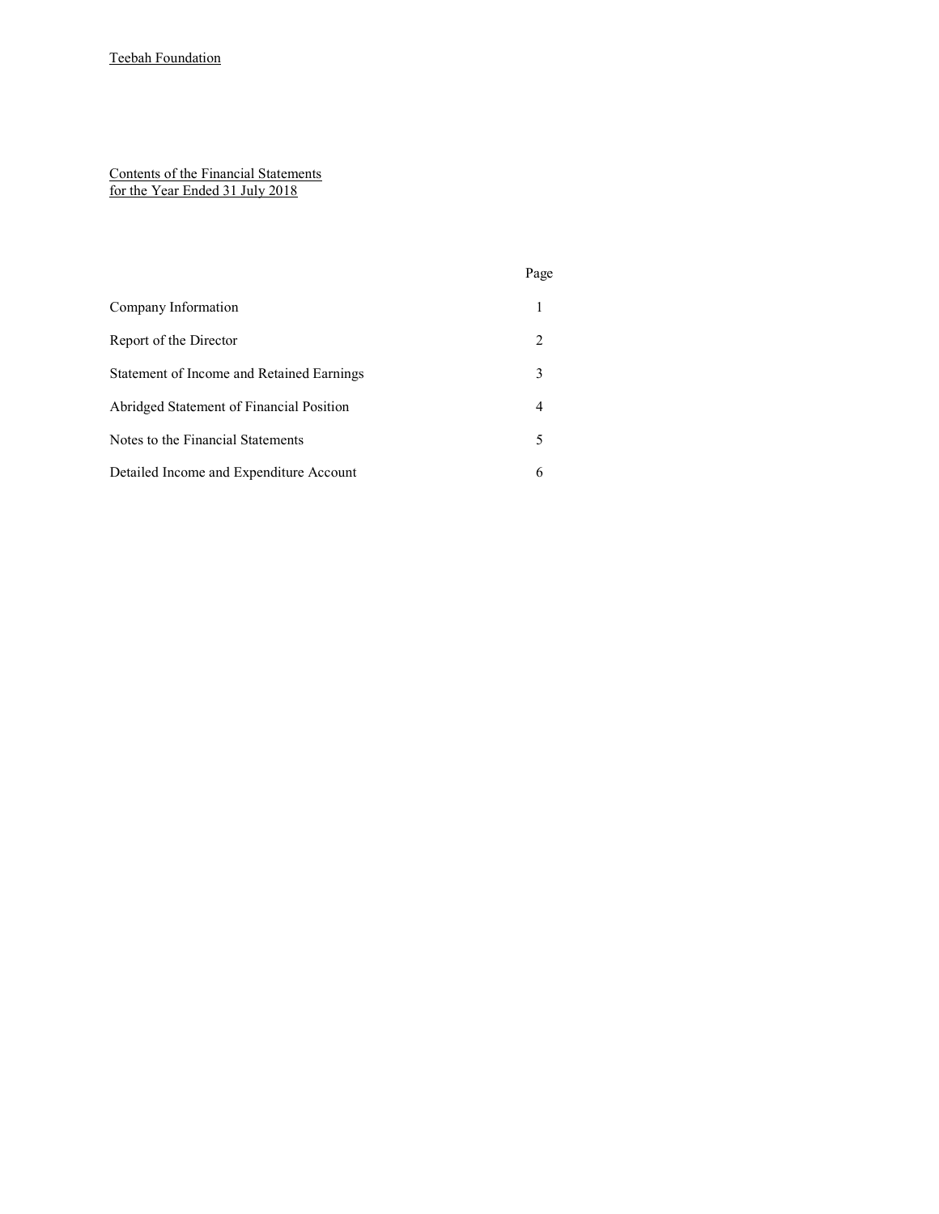Teebah Foundation

## Contents of the Financial Statements for the Year Ended 31 July 2018

| | Page |
|---|---|
| Company Information | 1 |
| Report of the Director | 2 |
| Statement of Income and Retained Earnings | 3 |
| Abridged Statement of Financial Position | 4 |
| Notes to the Financial Statements | 5 |
| Detailed Income and Expenditure Account | 6 |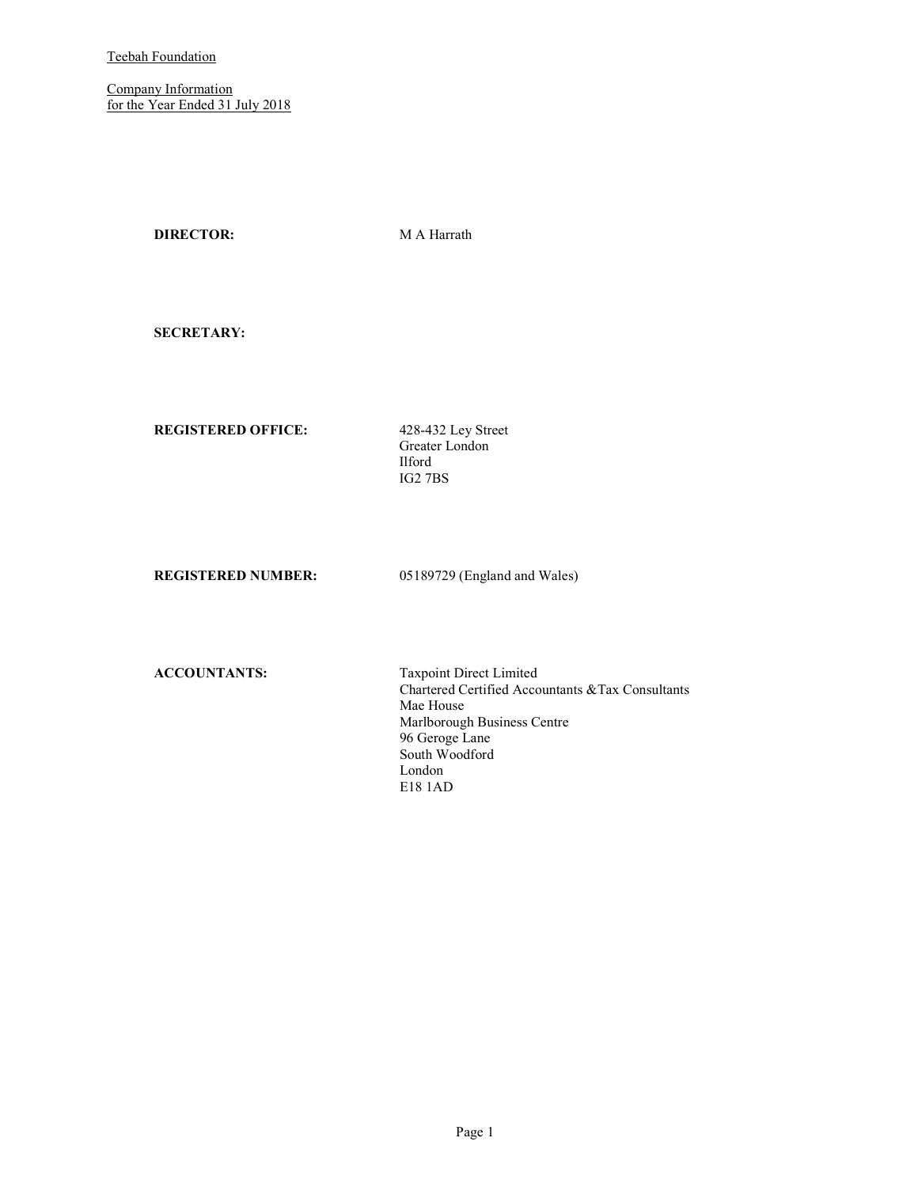Teebah Foundation

Company Information
for the Year Ended 31 July 2018

| | |
|---|---|
| **DIRECTOR:** | M A Harrath |
| **SECRETARY:** | |
| **REGISTERED OFFICE:** | 428-432 Ley Street<br>Greater London<br>Ilford<br>IG2 7BS |
| **REGISTERED NUMBER:** | 05189729 (England and Wales) |
| **ACCOUNTANTS:** | Taxpoint Direct Limited<br>Chartered Certified Accountants &Tax Consultants<br>Mae House<br>Marlborough Business Centre<br>96 Geroge Lane<br>South Woodford<br>London<br>E18 1AD |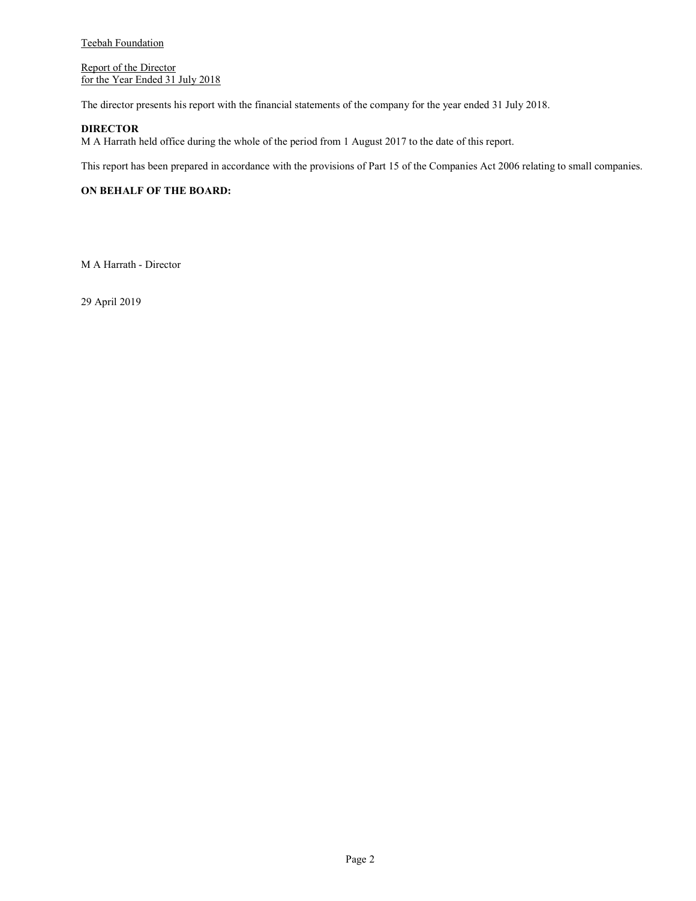Teebah Foundation

Report of the Director
for the Year Ended 31 July 2018

The director presents his report with the financial statements of the company for the year ended 31 July 2018.

**DIRECTOR**
M A Harrath held office during the whole of the period from 1 August 2017 to the date of this report.

This report has been prepared in accordance with the provisions of Part 15 of the Companies Act 2006 relating to small companies.

**ON BEHALF OF THE BOARD:**

M A Harrath - Director

29 April 2019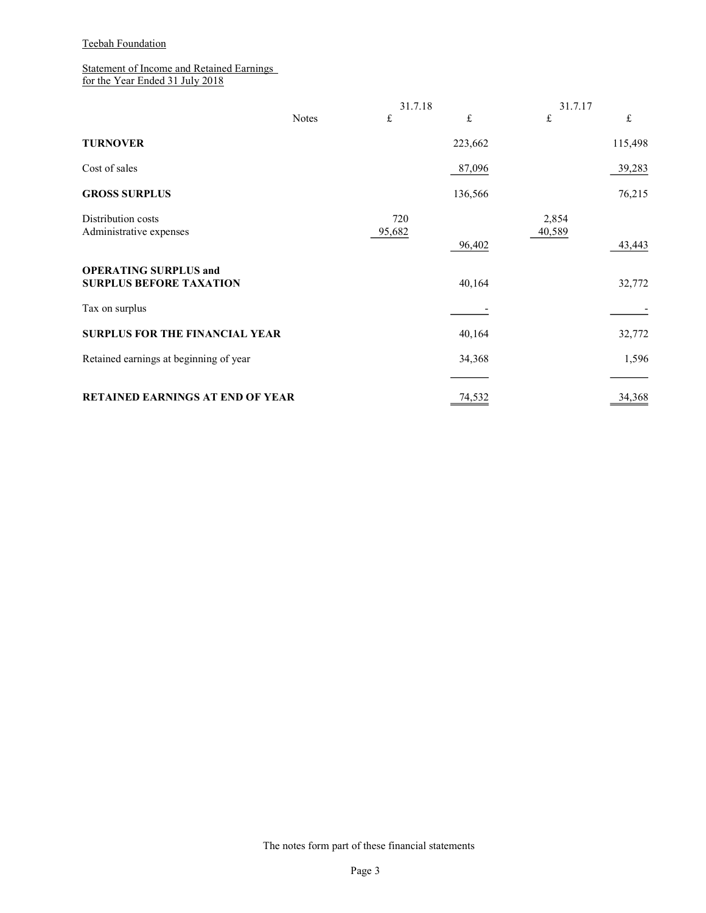Teebah Foundation

Statement of Income and Retained Earnings
for the Year Ended 31 July 2018

| | Notes | 31.7.18 £ | 31.7.18 £ | 31.7.17 £ | 31.7.17 £ |
|---|---|---|---|---|---|
| **TURNOVER** | | | 223,662 | | 115,498 |
| Cost of sales | | | 87,096 | | 39,283 |
| **GROSS SURPLUS** | | | 136,566 | | 76,215 |
| Distribution costs | | 720 | | 2,854 | |
| Administrative expenses | | 95,682 | | 40,589 | |
| | | | 96,402 | | 43,443 |
| **OPERATING SURPLUS and SURPLUS BEFORE TAXATION** | | | 40,164 | | 32,772 |
| Tax on surplus | | | - | | - |
| **SURPLUS FOR THE FINANCIAL YEAR** | | | 40,164 | | 32,772 |
| Retained earnings at beginning of year | | | 34,368 | | 1,596 |
| **RETAINED EARNINGS AT END OF YEAR** | | | 74,532 | | 34,368 |

The notes form part of these financial statements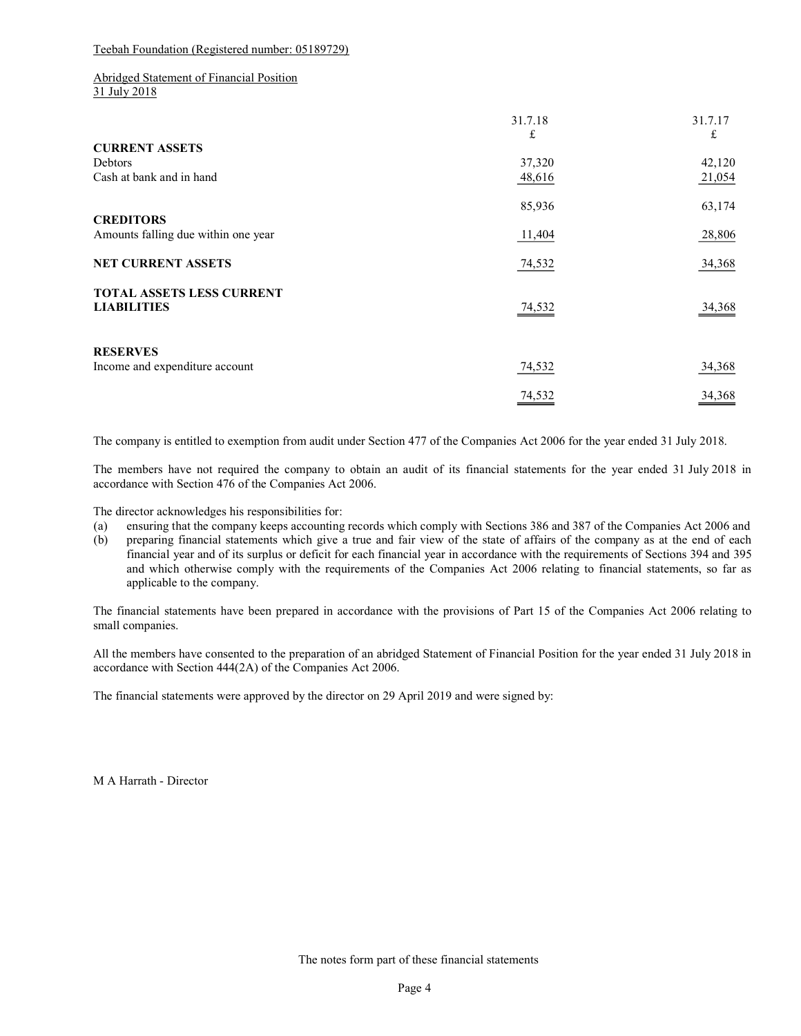Teebah Foundation (Registered number: 05189729)

Abridged Statement of Financial Position
31 July 2018

| | 31.7.18 | 31.7.17 |
|---|---|---|
| | £ | £ |
| **CURRENT ASSETS** | | |
| Debtors | 37,320 | 42,120 |
| Cash at bank and in hand | 48,616 | 21,054 |
| | 85,936 | 63,174 |
| **CREDITORS** | | |
| Amounts falling due within one year | 11,404 | 28,806 |
| **NET CURRENT ASSETS** | 74,532 | 34,368 |
| **TOTAL ASSETS LESS CURRENT LIABILITIES** | 74,532 | 34,368 |
| **RESERVES** | | |
| Income and expenditure account | 74,532 | 34,368 |
| | 74,532 | 34,368 |

The company is entitled to exemption from audit under Section 477 of the Companies Act 2006 for the year ended 31 July 2018.

The members have not required the company to obtain an audit of its financial statements for the year ended 31 July 2018 in accordance with Section 476 of the Companies Act 2006.

The director acknowledges his responsibilities for:

(a) ensuring that the company keeps accounting records which comply with Sections 386 and 387 of the Companies Act 2006 and
(b) preparing financial statements which give a true and fair view of the state of affairs of the company as at the end of each financial year and of its surplus or deficit for each financial year in accordance with the requirements of Sections 394 and 395 and which otherwise comply with the requirements of the Companies Act 2006 relating to financial statements, so far as applicable to the company.

The financial statements have been prepared in accordance with the provisions of Part 15 of the Companies Act 2006 relating to small companies.

All the members have consented to the preparation of an abridged Statement of Financial Position for the year ended 31 July 2018 in accordance with Section 444(2A) of the Companies Act 2006.

The financial statements were approved by the director on 29 April 2019 and were signed by:

M A Harrath - Director

The notes form part of these financial statements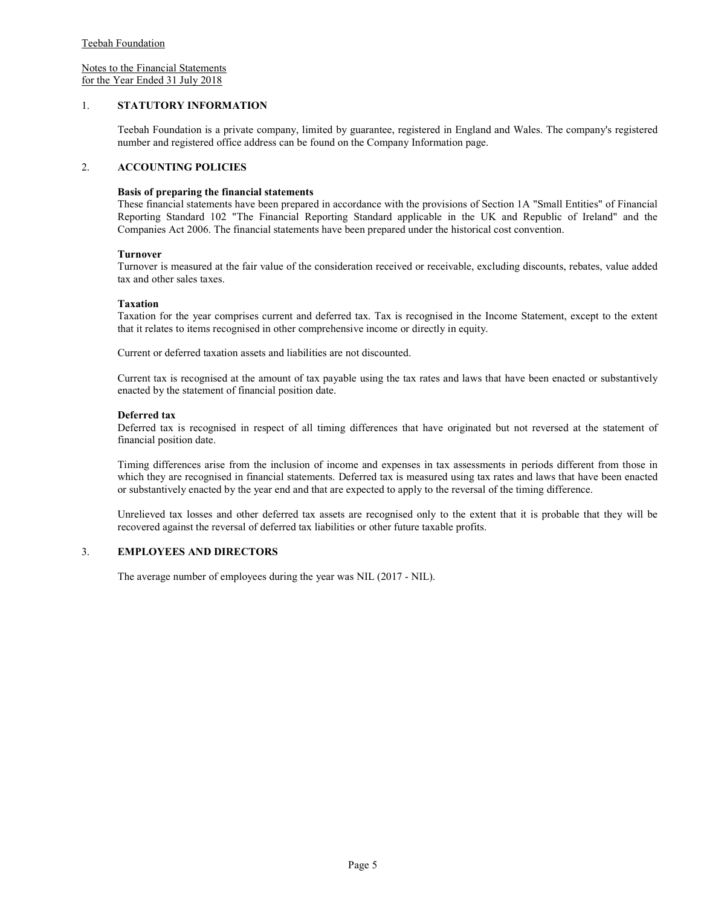Teebah Foundation

Notes to the Financial Statements
for the Year Ended 31 July 2018

## 1. STATUTORY INFORMATION

Teebah Foundation is a private company, limited by guarantee, registered in England and Wales. The company's registered number and registered office address can be found on the Company Information page.

## 2. ACCOUNTING POLICIES

**Basis of preparing the financial statements**
These financial statements have been prepared in accordance with the provisions of Section 1A "Small Entities" of Financial Reporting Standard 102 "The Financial Reporting Standard applicable in the UK and Republic of Ireland" and the Companies Act 2006. The financial statements have been prepared under the historical cost convention.

**Turnover**
Turnover is measured at the fair value of the consideration received or receivable, excluding discounts, rebates, value added tax and other sales taxes.

**Taxation**
Taxation for the year comprises current and deferred tax. Tax is recognised in the Income Statement, except to the extent that it relates to items recognised in other comprehensive income or directly in equity.

Current or deferred taxation assets and liabilities are not discounted.

Current tax is recognised at the amount of tax payable using the tax rates and laws that have been enacted or substantively enacted by the statement of financial position date.

**Deferred tax**
Deferred tax is recognised in respect of all timing differences that have originated but not reversed at the statement of financial position date.

Timing differences arise from the inclusion of income and expenses in tax assessments in periods different from those in which they are recognised in financial statements. Deferred tax is measured using tax rates and laws that have been enacted or substantively enacted by the year end and that are expected to apply to the reversal of the timing difference.

Unrelieved tax losses and other deferred tax assets are recognised only to the extent that it is probable that they will be recovered against the reversal of deferred tax liabilities or other future taxable profits.

## 3. EMPLOYEES AND DIRECTORS

The average number of employees during the year was NIL (2017 - NIL).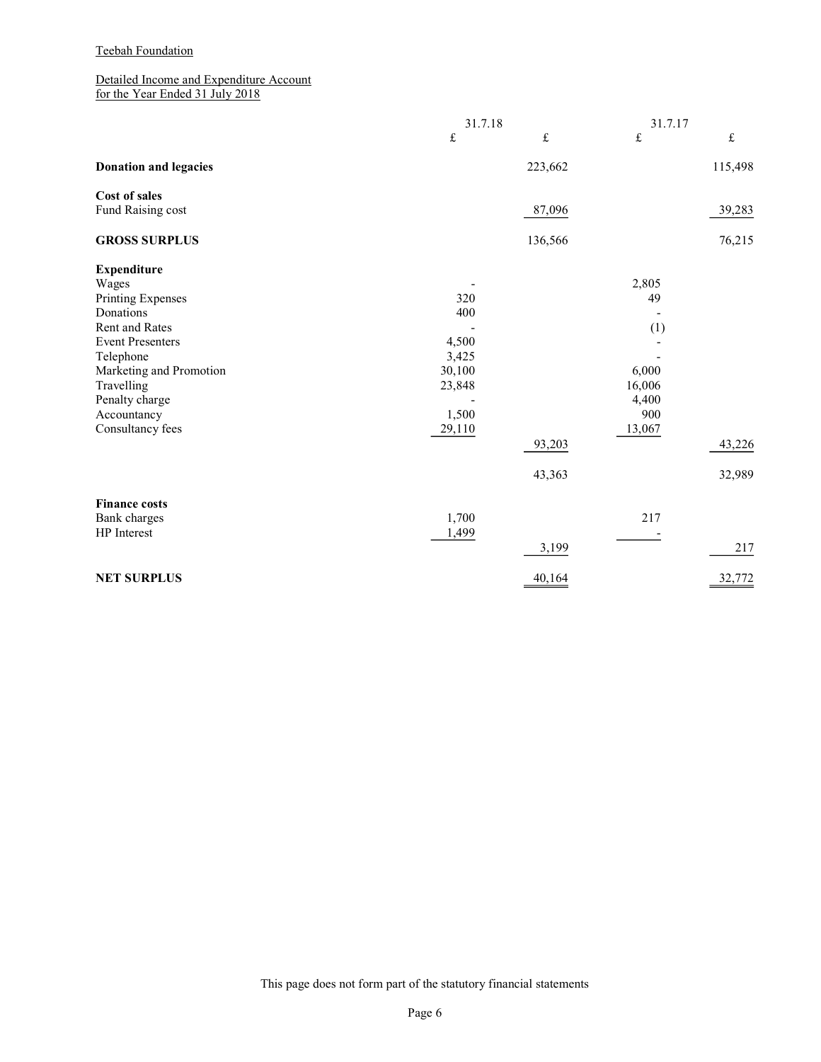Teebah Foundation

Detailed Income and Expenditure Account
for the Year Ended 31 July 2018

| | 31.7.18 £ | £ | 31.7.17 £ | £ |
|---|---|---|---|---|
| **Donation and legacies** | | 223,662 | | 115,498 |
| **Cost of sales** | | | | |
| Fund Raising cost | | 87,096 | | 39,283 |
| **GROSS SURPLUS** | | 136,566 | | 76,215 |
| **Expenditure** | | | | |
| Wages | - | | 2,805 | |
| Printing Expenses | 320 | | 49 | |
| Donations | 400 | | - | |
| Rent and Rates | - | | (1) | |
| Event Presenters | 4,500 | | - | |
| Telephone | 3,425 | | - | |
| Marketing and Promotion | 30,100 | | 6,000 | |
| Travelling | 23,848 | | 16,006 | |
| Penalty charge | - | | 4,400 | |
| Accountancy | 1,500 | | 900 | |
| Consultancy fees | 29,110 | | 13,067 | |
| | | 93,203 | | 43,226 |
| | | 43,363 | | 32,989 |
| **Finance costs** | | | | |
| Bank charges | 1,700 | | 217 | |
| HP Interest | 1,499 | | - | |
| | | 3,199 | | 217 |
| **NET SURPLUS** | | 40,164 | | 32,772 |

This page does not form part of the statutory financial statements